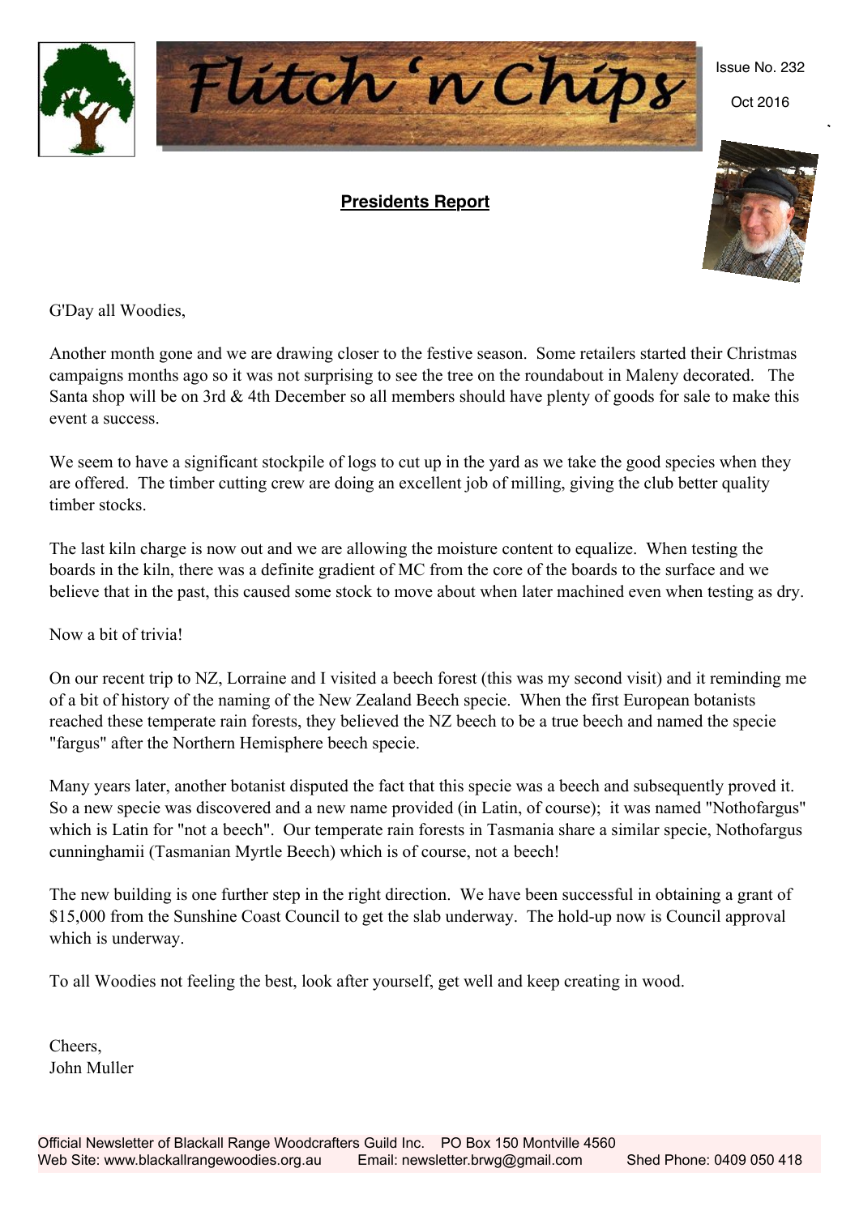# Flitch 'n Chips

Issue No. 232

Oct 2016

## Presidents Report

G'Day all Woodies,

Another month gone and we are drawing closer to the festive season. Some retailers started their Christmas campaigns months ago so it was not surprising to see the tree on the roundabout in Maleny decorated. The Santa shop will be on 3rd & 4th December so all members should have plenty of goods for sale to make this event a success.

We seem to have a significant stockpile of logs to cut up in the yard as we take the good species when they are offered. The timber cutting crew are doing an excellent job of milling, giving the club better quality timber stocks.

The last kiln charge is now out and we are allowing the moisture content to equalize. When testing the boards in the kiln, there was a definite gradient of MC from the core of the boards to the surface and we believe that in the past, this caused some stock to move about when later machined even when testing as dry.

Now a bit of trivia!

On our recent trip to NZ, Lorraine and I visited a beech forest (this was my second visit) and it reminding me of a bit of history of the naming of the New Zealand Beech specie. When the first European botanists reached these temperate rain forests, they believed the NZ beech to be a true beech and named the specie "fargus" after the Northern Hemisphere beech specie.

Many years later, another botanist disputed the fact that this specie was a beech and subsequently proved it. So a new specie was discovered and a new name provided (in Latin, of course); it was named "Nothofargus" which is Latin for "not a beech". Our temperate rain forests in Tasmania share a similar specie, Nothofargus cunninghamii (Tasmanian Myrtle Beech) which is of course, not a beech!

The new building is one further step in the right direction. We have been successful in obtaining a grant of $15,000 from the Sunshine Coast Council to get the slab underway. The hold-up now is Council approval which is underway.

To all Woodies not feeling the best, look after yourself, get well and keep creating in wood.

Cheers,
John Muller

Official Newsletter of Blackall Range Woodcrafters Guild Inc. PO Box 150 Montville 4560
Web Site: www.blackallrangewoodies.org.au Email: newsletter.brwg@gmail.com Shed Phone: 0409 050 418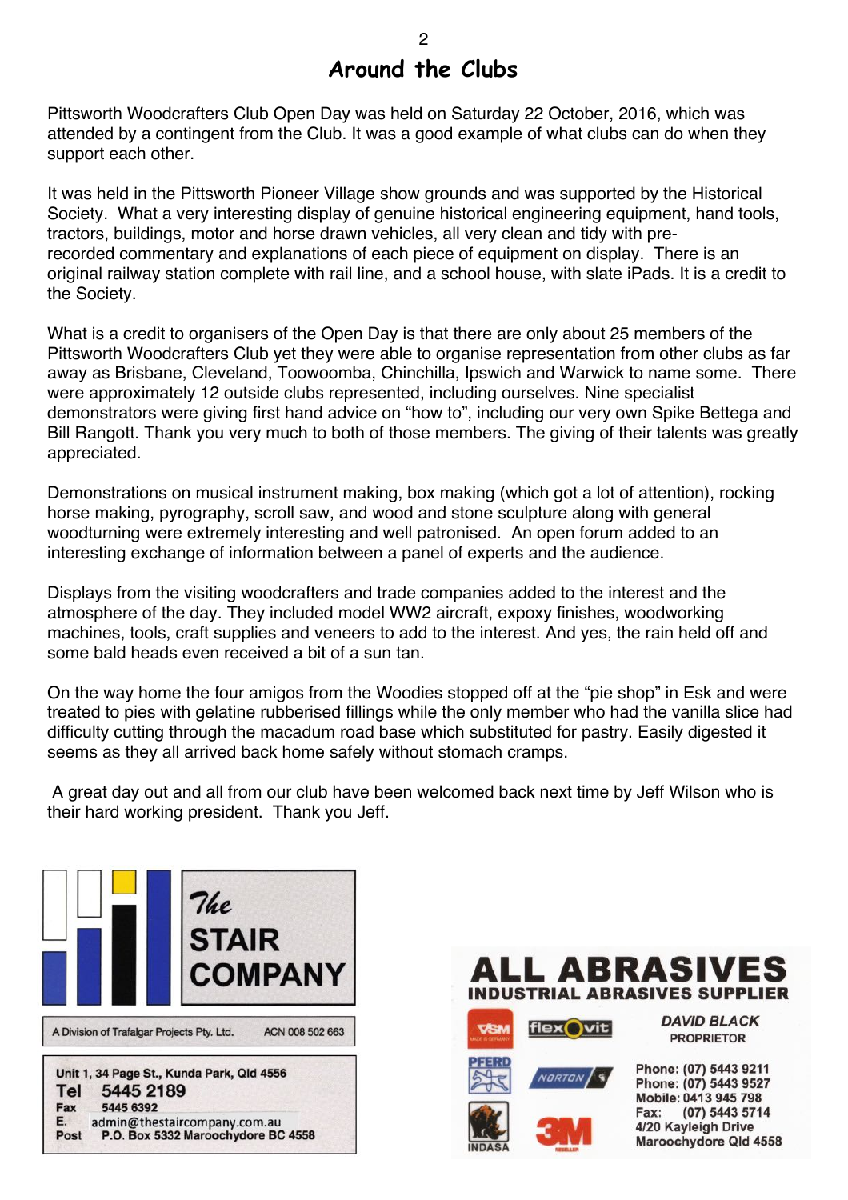# Around the Clubs

Pittsworth Woodcrafters Club Open Day was held on Saturday 22 October, 2016, which was attended by a contingent from the Club. It was a good example of what clubs can do when they support each other.

It was held in the Pittsworth Pioneer Village show grounds and was supported by the Historical Society. What a very interesting display of genuine historical engineering equipment, hand tools, tractors, buildings, motor and horse drawn vehicles, all very clean and tidy with pre-recorded commentary and explanations of each piece of equipment on display. There is an original railway station complete with rail line, and a school house, with slate iPads. It is a credit to the Society.

What is a credit to organisers of the Open Day is that there are only about 25 members of the Pittsworth Woodcrafters Club yet they were able to organise representation from other clubs as far away as Brisbane, Cleveland, Toowoomba, Chinchilla, Ipswich and Warwick to name some. There were approximately 12 outside clubs represented, including ourselves. Nine specialist demonstrators were giving first hand advice on "how to", including our very own Spike Bettega and Bill Rangott. Thank you very much to both of those members. The giving of their talents was greatly appreciated.

Demonstrations on musical instrument making, box making (which got a lot of attention), rocking horse making, pyrography, scroll saw, and wood and stone sculpture along with general woodturning were extremely interesting and well patronised. An open forum added to an interesting exchange of information between a panel of experts and the audience.

Displays from the visiting woodcrafters and trade companies added to the interest and the atmosphere of the day. They included model WW2 aircraft, expoxy finishes, woodworking machines, tools, craft supplies and veneers to add to the interest. And yes, the rain held off and some bald heads even received a bit of a sun tan.

On the way home the four amigos from the Woodies stopped off at the "pie shop" in Esk and were treated to pies with gelatine rubberised fillings while the only member who had the vanilla slice had difficulty cutting through the macadum road base which substituted for pastry. Easily digested it seems as they all arrived back home safely without stomach cramps.

A great day out and all from our club have been welcomed back next time by Jeff Wilson who is their hard working president. Thank you Jeff.

**The STAIR COMPANY**

A Division of Trafalgar Projects Pty. Ltd. ACN 008 502 663

Unit 1, 34 Page St., Kunda Park, Qld 4556
Tel 5445 2189
Fax 5445 6392
E. admin@thestaircompany.com.au
Post P.O. Box 5332 Maroochydore BC 4558

**ALL ABRASIVES**
**INDUSTRIAL ABRASIVES SUPPLIER**

VSM, flexovit, PFERD, NORTON, INDASA, 3M

*DAVID BLACK*
PROPRIETOR

Phone: (07) 5443 9211
Phone: (07) 5443 9527
Mobile: 0413 945 798
Fax: (07) 5443 5714
4/20 Kayleigh Drive
Maroochydore Qld 4558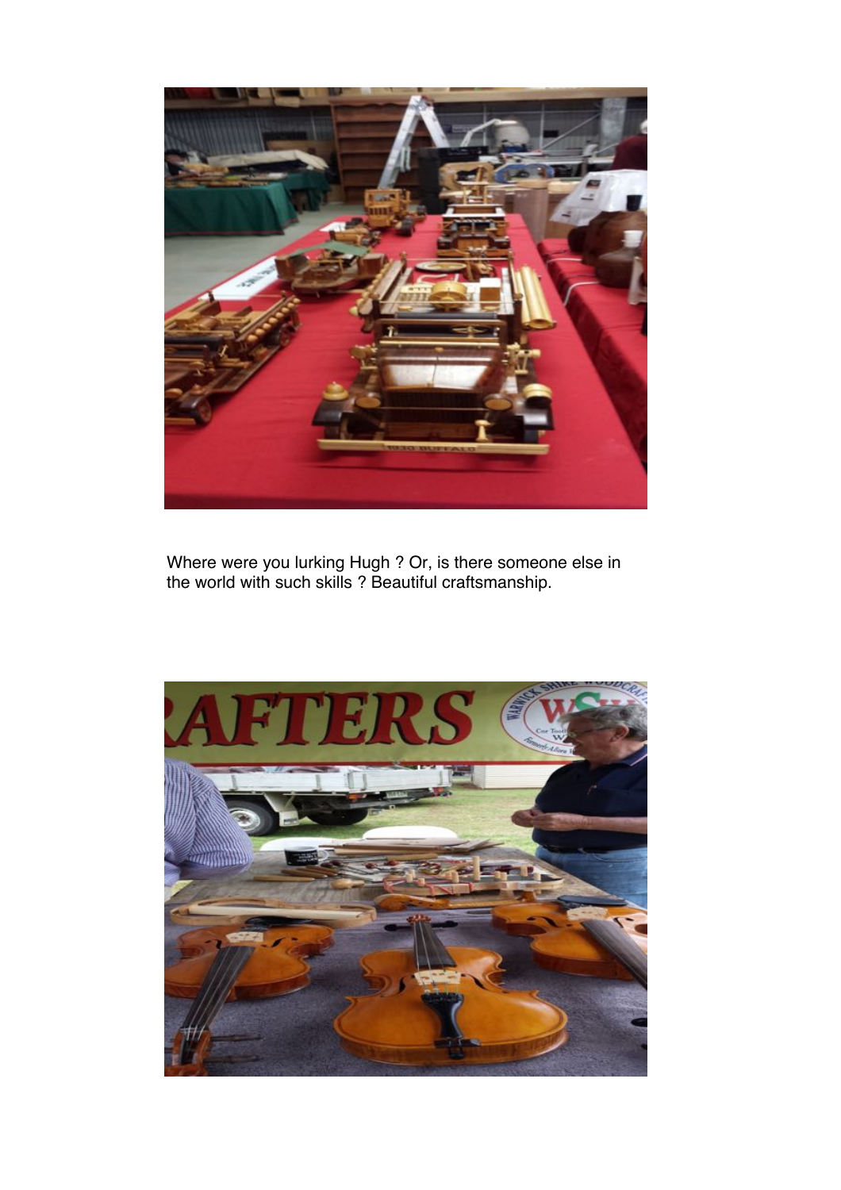Where were you lurking Hugh ? Or, is there someone else in the world with such skills ? Beautiful craftsmanship.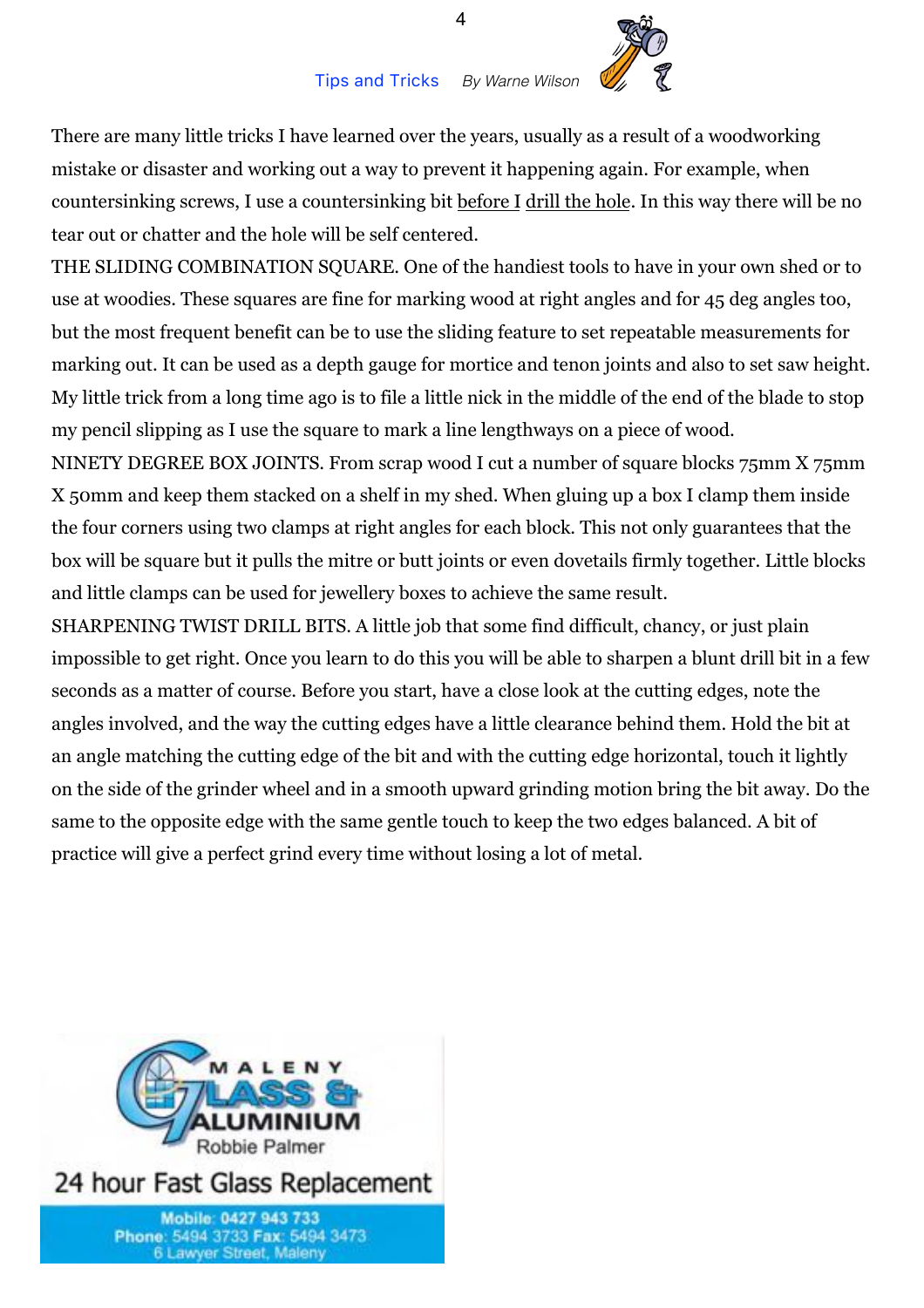## Tips and Tricks *By Warne Wilson*

There are many little tricks I have learned over the years, usually as a result of a woodworking mistake or disaster and working out a way to prevent it happening again. For example, when countersinking screws, I use a countersinking bit <u>before I</u> <u>drill the hole</u>. In this way there will be no tear out or chatter and the hole will be self centered.

THE SLIDING COMBINATION SQUARE. One of the handiest tools to have in your own shed or to use at woodies. These squares are fine for marking wood at right angles and for 45 deg angles too, but the most frequent benefit can be to use the sliding feature to set repeatable measurements for marking out. It can be used as a depth gauge for mortice and tenon joints and also to set saw height. My little trick from a long time ago is to file a little nick in the middle of the end of the blade to stop my pencil slipping as I use the square to mark a line lengthways on a piece of wood.

NINETY DEGREE BOX JOINTS. From scrap wood I cut a number of square blocks 75mm X 75mm X 50mm and keep them stacked on a shelf in my shed. When gluing up a box I clamp them inside the four corners using two clamps at right angles for each block. This not only guarantees that the box will be square but it pulls the mitre or butt joints or even dovetails firmly together. Little blocks and little clamps can be used for jewellery boxes to achieve the same result.

SHARPENING TWIST DRILL BITS. A little job that some find difficult, chancy, or just plain impossible to get right. Once you learn to do this you will be able to sharpen a blunt drill bit in a few seconds as a matter of course. Before you start, have a close look at the cutting edges, note the angles involved, and the way the cutting edges have a little clearance behind them. Hold the bit at an angle matching the cutting edge of the bit and with the cutting edge horizontal, touch it lightly on the side of the grinder wheel and in a smooth upward grinding motion bring the bit away. Do the same to the opposite edge with the same gentle touch to keep the two edges balanced. A bit of practice will give a perfect grind every time without losing a lot of metal.

MALENY GLASS & ALUMINIUM
Robbie Palmer
24 hour Fast Glass Replacement
Mobile: 0427 943 733
Phone: 5494 3733 Fax: 5494 3473
6 Lawyer Street, Maleny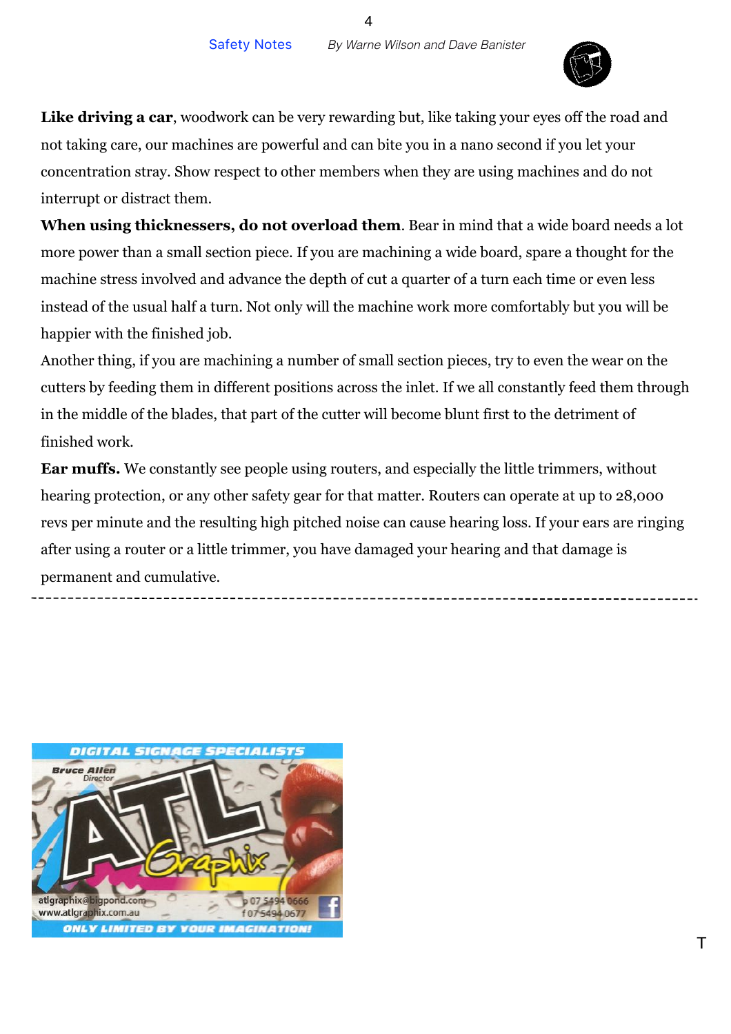## Safety Notes

*By Warne Wilson and Dave Banister*

**Like driving a car**, woodwork can be very rewarding but, like taking your eyes off the road and not taking care, our machines are powerful and can bite you in a nano second if you let your concentration stray. Show respect to other members when they are using machines and do not interrupt or distract them.

**When using thicknessers, do not overload them**. Bear in mind that a wide board needs a lot more power than a small section piece. If you are machining a wide board, spare a thought for the machine stress involved and advance the depth of cut a quarter of a turn each time or even less instead of the usual half a turn. Not only will the machine work more comfortably but you will be happier with the finished job.

Another thing, if you are machining a number of small section pieces, try to even the wear on the cutters by feeding them in different positions across the inlet. If we all constantly feed them through in the middle of the blades, that part of the cutter will become blunt first to the detriment of finished work.

**Ear muffs.** We constantly see people using routers, and especially the little trimmers, without hearing protection, or any other safety gear for that matter. Routers can operate at up to 28,000 revs per minute and the resulting high pitched noise can cause hearing loss. If your ears are ringing after using a router or a little trimmer, you have damaged your hearing and that damage is permanent and cumulative.

---

DIGITAL SIGNAGE SPECIALISTS

Bruce Allen
Director

ATL Graphix

atlgraphix@bigpond.com
www.atlgraphix.com.au

p 07 5494 0666
f 07 5494 0677

ONLY LIMITED BY YOUR IMAGINATION!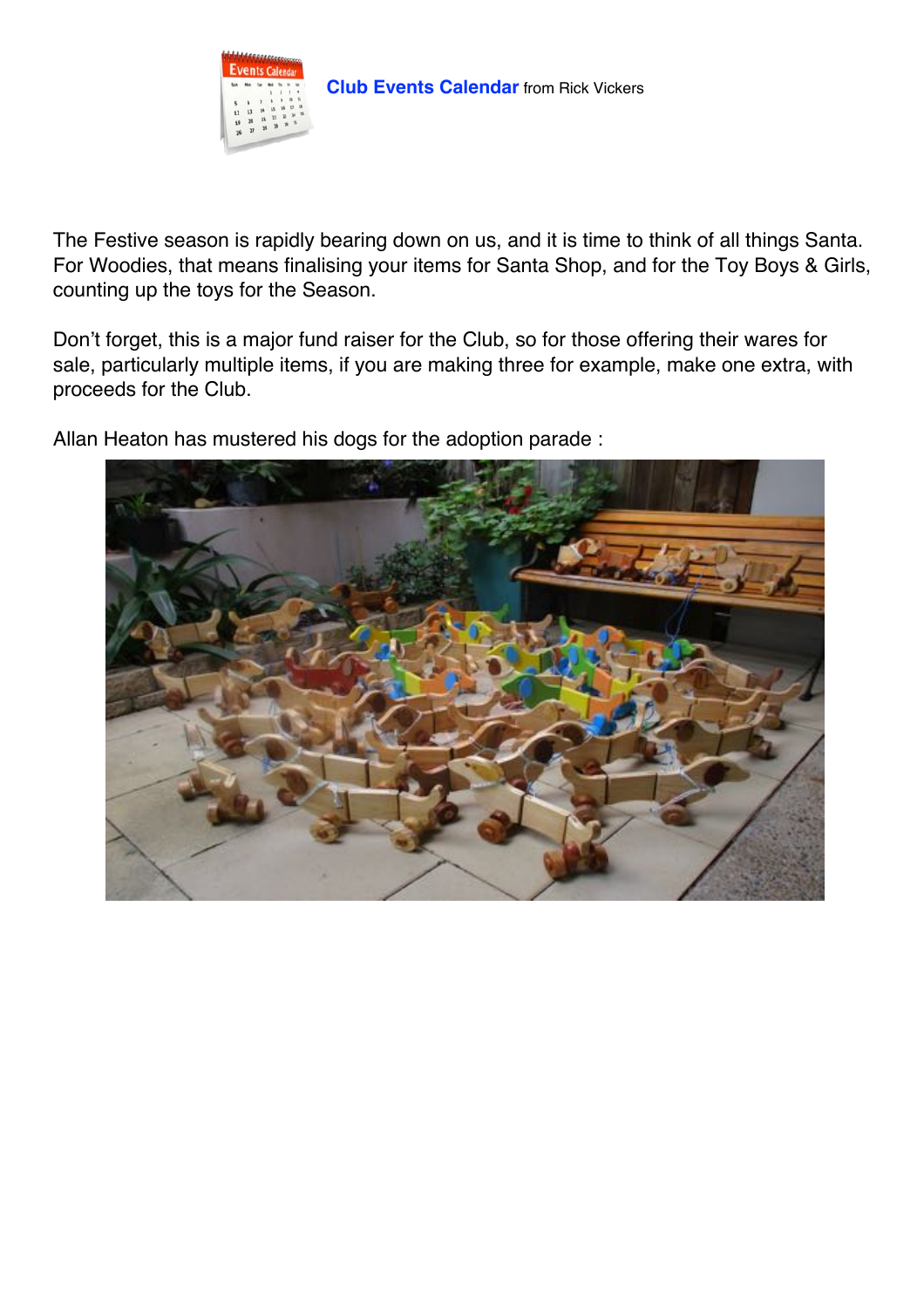**Club Events Calendar** from Rick Vickers

The Festive season is rapidly bearing down on us, and it is time to think of all things Santa. For Woodies, that means finalising your items for Santa Shop, and for the Toy Boys & Girls, counting up the toys for the Season.

Don't forget, this is a major fund raiser for the Club, so for those offering their wares for sale, particularly multiple items, if you are making three for example, make one extra, with proceeds for the Club.

Allan Heaton has mustered his dogs for the adoption parade :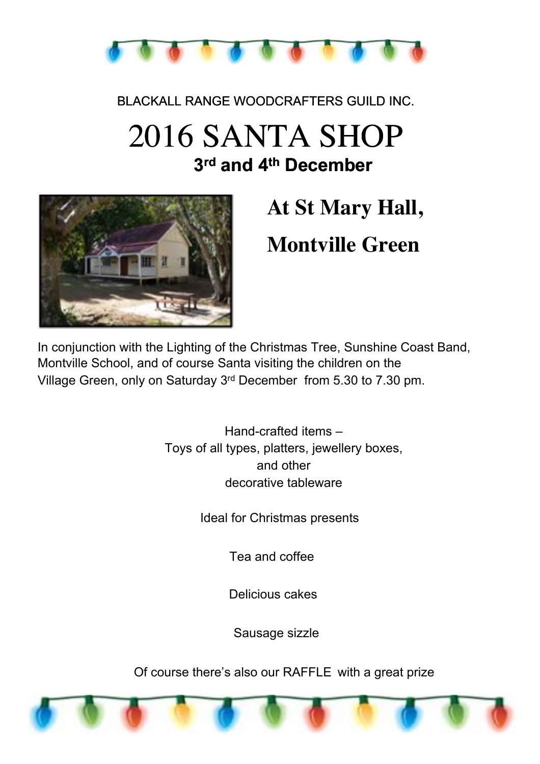BLACKALL RANGE WOODCRAFTERS GUILD INC.

# 2016 SANTA SHOP

**3rd and 4th December**

## At St Mary Hall,

## Montville Green

In conjunction with the Lighting of the Christmas Tree, Sunshine Coast Band, Montville School, and of course Santa visiting the children on the Village Green, only on Saturday 3rd December from 5.30 to 7.30 pm.

Hand-crafted items –
Toys of all types, platters, jewellery boxes,
and other
decorative tableware

Ideal for Christmas presents

Tea and coffee

Delicious cakes

Sausage sizzle

Of course there's also our RAFFLE with a great prize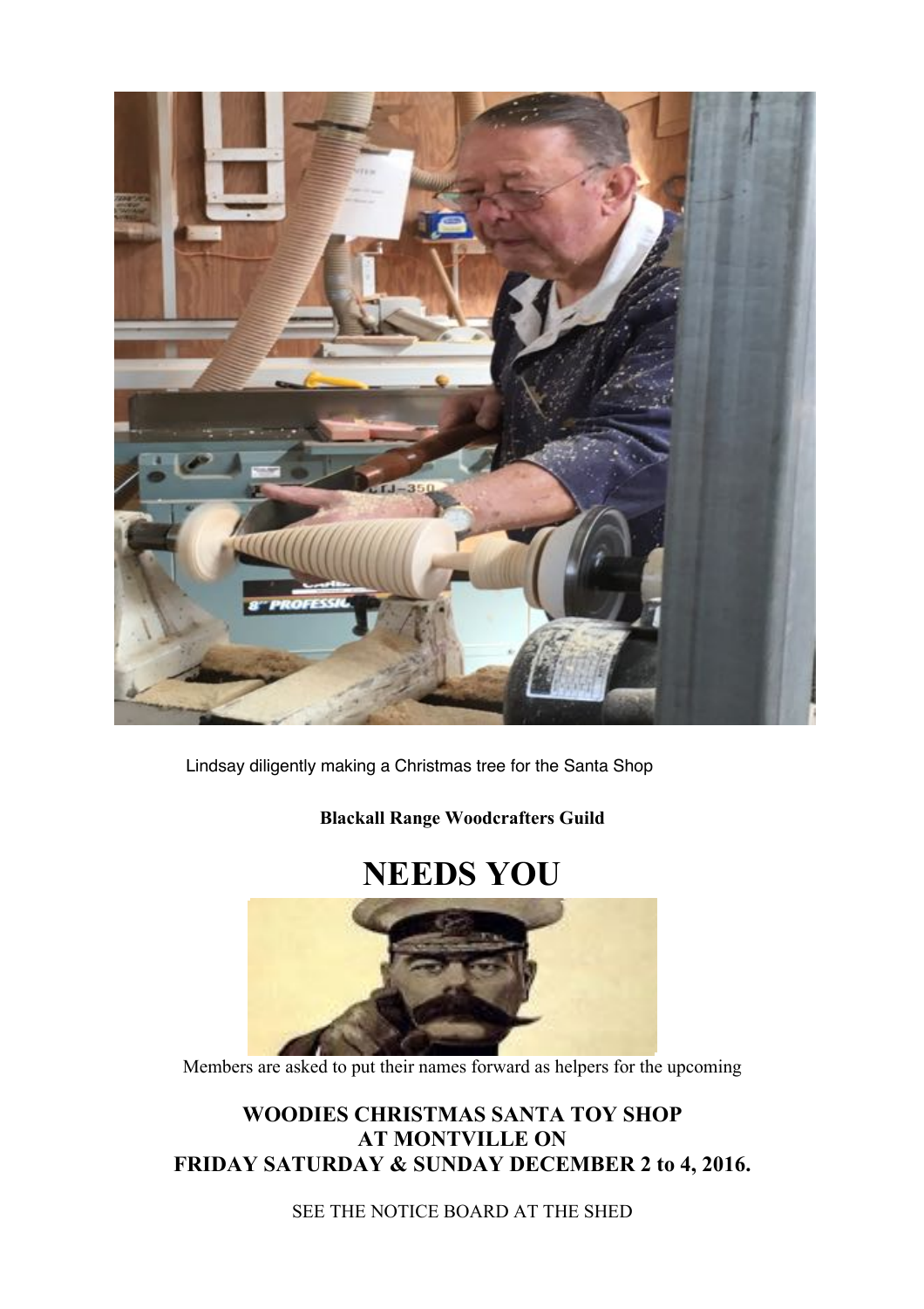Lindsay diligently making a Christmas tree for the Santa Shop

**Blackall Range Woodcrafters Guild**

# NEEDS YOU

Members are asked to put their names forward as helpers for the upcoming

## WOODIES CHRISTMAS SANTA TOY SHOP AT MONTVILLE ON FRIDAY SATURDAY & SUNDAY DECEMBER 2 to 4, 2016.

SEE THE NOTICE BOARD AT THE SHED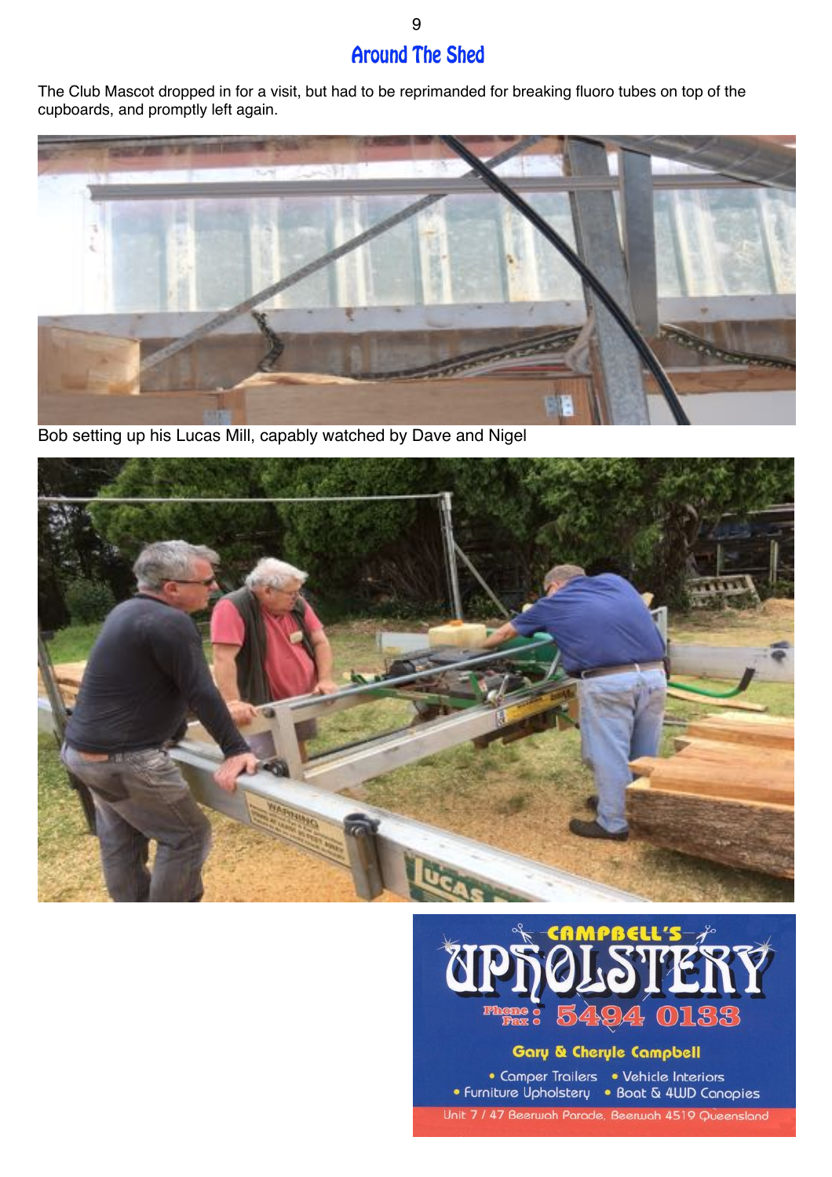## Around The Shed

The Club Mascot dropped in for a visit, but had to be reprimanded for breaking fluoro tubes on top of the cupboards, and promptly left again.

Bob setting up his Lucas Mill, capably watched by Dave and Nigel

CAMPBELL'S UPHOLSTERY

Phone: 5494 0133
Fax:

Gary & Cheryle Campbell

- Camper Trailers
- Vehicle Interiors
- Furniture Upholstery
- Boat & 4WD Canopies

Unit 7 / 47 Beerwah Parade, Beerwah 4519 Queensland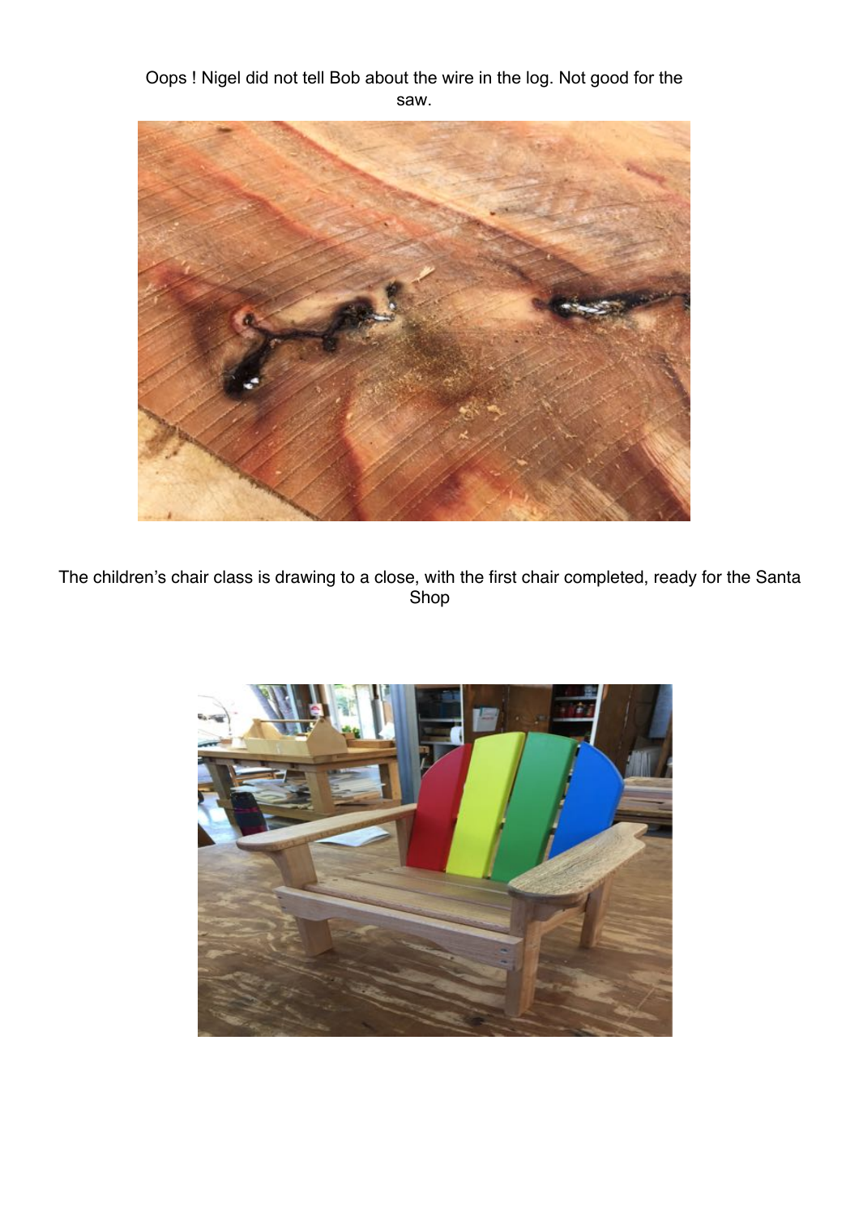Oops ! Nigel did not tell Bob about the wire in the log. Not good for the saw.

The children's chair class is drawing to a close, with the first chair completed, ready for the Santa Shop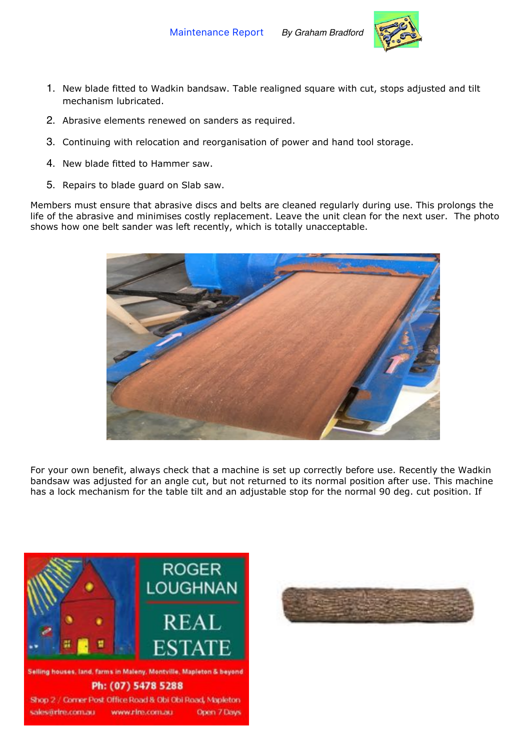## Maintenance Report

*By Graham Bradford*

1. New blade fitted to Wadkin bandsaw. Table realigned square with cut, stops adjusted and tilt mechanism lubricated.
2. Abrasive elements renewed on sanders as required.
3. Continuing with relocation and reorganisation of power and hand tool storage.
4. New blade fitted to Hammer saw.
5. Repairs to blade guard on Slab saw.

Members must ensure that abrasive discs and belts are cleaned regularly during use. This prolongs the life of the abrasive and minimises costly replacement. Leave the unit clean for the next user. The photo shows how one belt sander was left recently, which is totally unacceptable.

For your own benefit, always check that a machine is set up correctly before use. Recently the Wadkin bandsaw was adjusted for an angle cut, but not returned to its normal position after use. This machine has a lock mechanism for the table tilt and an adjustable stop for the normal 90 deg. cut position. If

ROGER LOUGHNAN REAL ESTATE

Selling houses, land, farms in Maleny, Montville, Mapleton & beyond

Ph: (07) 5478 5288

Shop 2 / Corner Post Office Road & Obi Obi Road, Mapleton

sales@rlre.com.au www.rlre.com.au Open 7 Days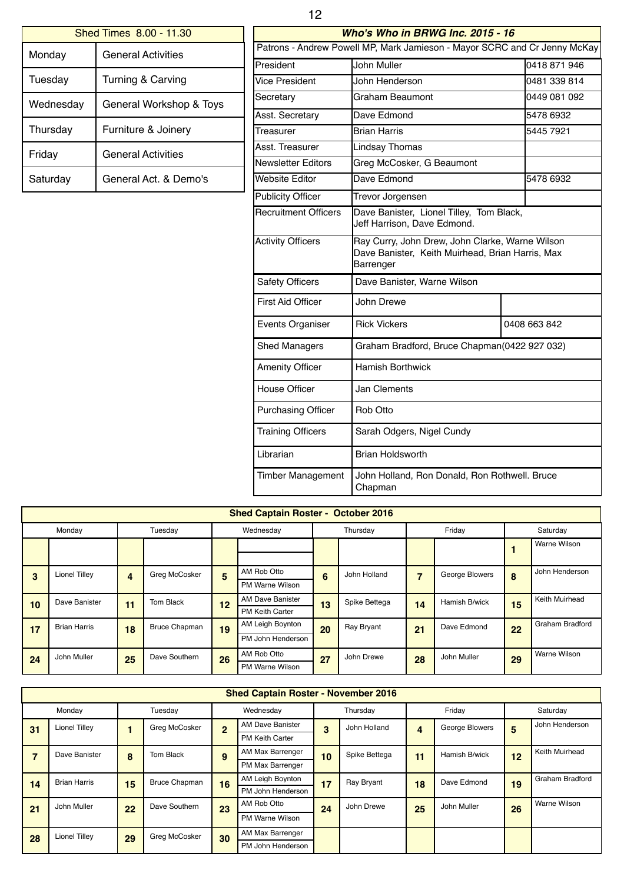| Shed Times 8.00 - 11.30 | |
|---|---|
| Monday | General Activities |
| Tuesday | Turning & Carving |
| Wednesday | General Workshop & Toys |
| Thursday | Furniture & Joinery |
| Friday | General Activities |
| Saturday | General Act. & Demo's |

| ***Who's Who in BRWG Inc. 2015 - 16*** | | |
|---|---|---|
| Patrons - Andrew Powell MP, Mark Jamieson - Mayor SCRC and Cr Jenny McKay | | |
| President | John Muller | 0418 871 946 |
| Vice President | John Henderson | 0481 339 814 |
| Secretary | Graham Beaumont | 0449 081 092 |
| Asst. Secretary | Dave Edmond | 5478 6932 |
| Treasurer | Brian Harris | 5445 7921 |
| Asst. Treasurer | Lindsay Thomas | |
| Newsletter Editors | Greg McCosker, G Beaumont | |
| Website Editor | Dave Edmond | 5478 6932 |
| Publicity Officer | Trevor Jorgensen | |
| Recruitment Officers | Dave Banister, Lionel Tilley, Tom Black, Jeff Harrison, Dave Edmond. | |
| Activity Officers | Ray Curry, John Drew, John Clarke, Warne Wilson Dave Banister, Keith Muirhead, Brian Harris, Max Barrenger | |
| Safety Officers | Dave Banister, Warne Wilson | |
| First Aid Officer | John Drewe | |
| Events Organiser | Rick Vickers | 0408 663 842 |
| Shed Managers | Graham Bradford, Bruce Chapman(0422 927 032) | |
| Amenity Officer | Hamish Borthwick | |
| House Officer | Jan Clements | |
| Purchasing Officer | Rob Otto | |
| Training Officers | Sarah Odgers, Nigel Cundy | |
| Librarian | Brian Holdsworth | |
| Timber Management | John Holland, Ron Donald, Ron Rothwell. Bruce Chapman | |

**Shed Captain Roster - October 2016**

| Monday | | Tuesday | | Wednesday | | Thursday | | Friday | | Saturday | |
|---|---|---|---|---|---|---|---|---|---|---|---|
| | | | | | | | | | | 1 | Warne Wilson |
| 3 | Lionel Tilley | 4 | Greg McCosker | 5 | AM Rob Otto / PM Warne Wilson | 6 | John Holland | 7 | George Blowers | 8 | John Henderson |
| 10 | Dave Banister | 11 | Tom Black | 12 | AM Dave Banister / PM Keith Carter | 13 | Spike Bettega | 14 | Hamish B/wick | 15 | Keith Muirhead |
| 17 | Brian Harris | 18 | Bruce Chapman | 19 | AM Leigh Boynton / PM John Henderson | 20 | Ray Bryant | 21 | Dave Edmond | 22 | Graham Bradford |
| 24 | John Muller | 25 | Dave Southern | 26 | AM Rob Otto / PM Warne Wilson | 27 | John Drewe | 28 | John Muller | 29 | Warne Wilson |

**Shed Captain Roster - November 2016**

| Monday | | Tuesday | | Wednesday | | Thursday | | Friday | | Saturday | |
|---|---|---|---|---|---|---|---|---|---|---|---|
| 31 | Lionel Tilley | 1 | Greg McCosker | 2 | AM Dave Banister / PM Keith Carter | 3 | John Holland | 4 | George Blowers | 5 | John Henderson |
| 7 | Dave Banister | 8 | Tom Black | 9 | AM Max Barrenger / PM Max Barrenger | 10 | Spike Bettega | 11 | Hamish B/wick | 12 | Keith Muirhead |
| 14 | Brian Harris | 15 | Bruce Chapman | 16 | AM Leigh Boynton / PM John Henderson | 17 | Ray Bryant | 18 | Dave Edmond | 19 | Graham Bradford |
| 21 | John Muller | 22 | Dave Southern | 23 | AM Rob Otto / PM Warne Wilson | 24 | John Drewe | 25 | John Muller | 26 | Warne Wilson |
| 28 | Lionel Tilley | 29 | Greg McCosker | 30 | AM Max Barrenger / PM John Henderson | | | | | | |